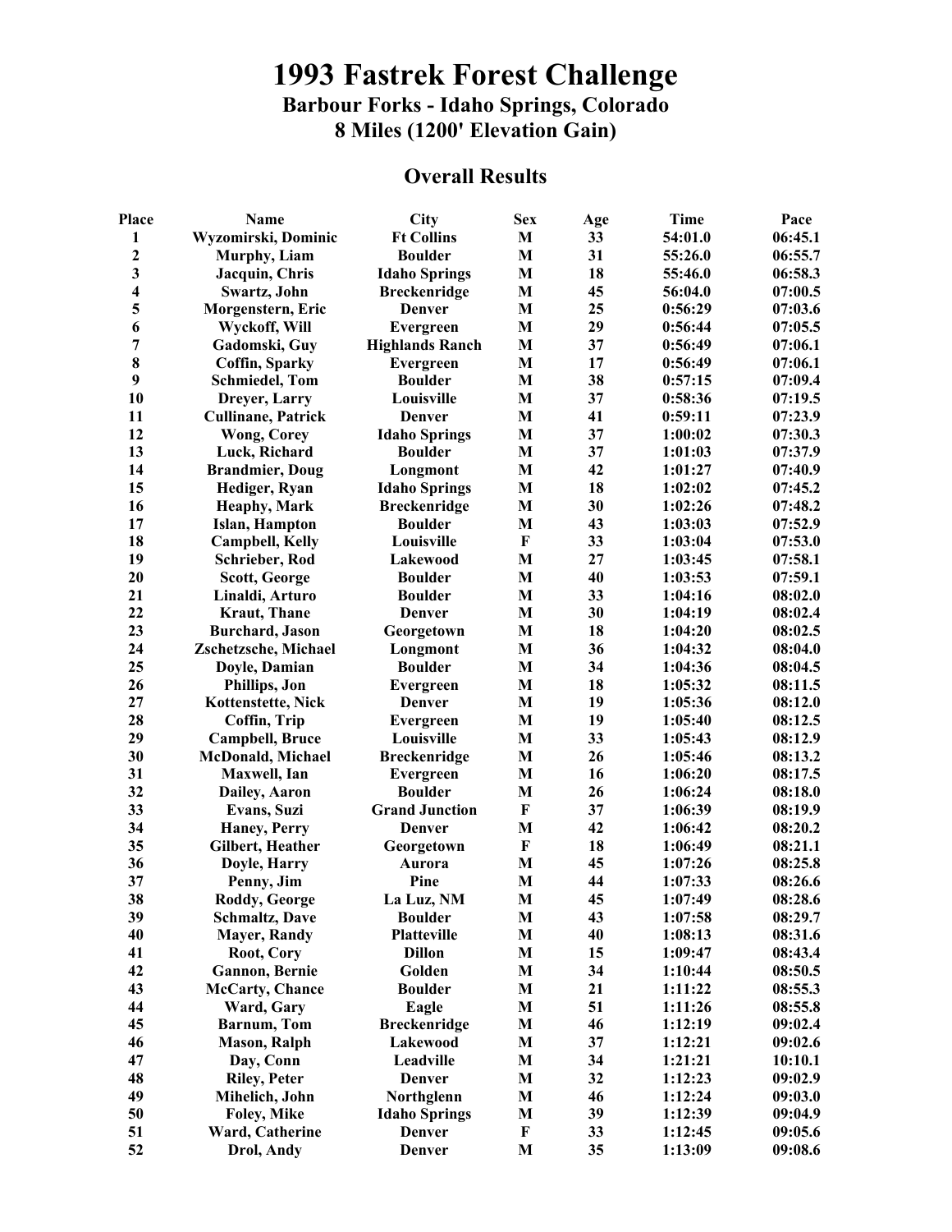# 1993 Fastrek Forest Challenge

## Barbour Forks - Idaho Springs, Colorado

## 8 Miles (1200' Elevation Gain)

### Overall Results

| Place | Name | City | Sex | Age | Time | Pace |
|---|---|---|---|---|---|---|
| 1 | Wyzomirski, Dominic | Ft Collins | M | 33 | 54:01.0 | 06:45.1 |
| 2 | Murphy, Liam | Boulder | M | 31 | 55:26.0 | 06:55.7 |
| 3 | Jacquin, Chris | Idaho Springs | M | 18 | 55:46.0 | 06:58.3 |
| 4 | Swartz, John | Breckenridge | M | 45 | 56:04.0 | 07:00.5 |
| 5 | Morgenstern, Eric | Denver | M | 25 | 0:56:29 | 07:03.6 |
| 6 | Wyckoff, Will | Evergreen | M | 29 | 0:56:44 | 07:05.5 |
| 7 | Gadomski, Guy | Highlands Ranch | M | 37 | 0:56:49 | 07:06.1 |
| 8 | Coffin, Sparky | Evergreen | M | 17 | 0:56:49 | 07:06.1 |
| 9 | Schmiedel, Tom | Boulder | M | 38 | 0:57:15 | 07:09.4 |
| 10 | Dreyer, Larry | Louisville | M | 37 | 0:58:36 | 07:19.5 |
| 11 | Cullinane, Patrick | Denver | M | 41 | 0:59:11 | 07:23.9 |
| 12 | Wong, Corey | Idaho Springs | M | 37 | 1:00:02 | 07:30.3 |
| 13 | Luck, Richard | Boulder | M | 37 | 1:01:03 | 07:37.9 |
| 14 | Brandmier, Doug | Longmont | M | 42 | 1:01:27 | 07:40.9 |
| 15 | Hediger, Ryan | Idaho Springs | M | 18 | 1:02:02 | 07:45.2 |
| 16 | Heaphy, Mark | Breckenridge | M | 30 | 1:02:26 | 07:48.2 |
| 17 | Islan, Hampton | Boulder | M | 43 | 1:03:03 | 07:52.9 |
| 18 | Campbell, Kelly | Louisville | F | 33 | 1:03:04 | 07:53.0 |
| 19 | Schrieber, Rod | Lakewood | M | 27 | 1:03:45 | 07:58.1 |
| 20 | Scott, George | Boulder | M | 40 | 1:03:53 | 07:59.1 |
| 21 | Linaldi, Arturo | Boulder | M | 33 | 1:04:16 | 08:02.0 |
| 22 | Kraut, Thane | Denver | M | 30 | 1:04:19 | 08:02.4 |
| 23 | Burchard, Jason | Georgetown | M | 18 | 1:04:20 | 08:02.5 |
| 24 | Zschetzsche, Michael | Longmont | M | 36 | 1:04:32 | 08:04.0 |
| 25 | Doyle, Damian | Boulder | M | 34 | 1:04:36 | 08:04.5 |
| 26 | Phillips, Jon | Evergreen | M | 18 | 1:05:32 | 08:11.5 |
| 27 | Kottenstette, Nick | Denver | M | 19 | 1:05:36 | 08:12.0 |
| 28 | Coffin, Trip | Evergreen | M | 19 | 1:05:40 | 08:12.5 |
| 29 | Campbell, Bruce | Louisville | M | 33 | 1:05:43 | 08:12.9 |
| 30 | McDonald, Michael | Breckenridge | M | 26 | 1:05:46 | 08:13.2 |
| 31 | Maxwell, Ian | Evergreen | M | 16 | 1:06:20 | 08:17.5 |
| 32 | Dailey, Aaron | Boulder | M | 26 | 1:06:24 | 08:18.0 |
| 33 | Evans, Suzi | Grand Junction | F | 37 | 1:06:39 | 08:19.9 |
| 34 | Haney, Perry | Denver | M | 42 | 1:06:42 | 08:20.2 |
| 35 | Gilbert, Heather | Georgetown | F | 18 | 1:06:49 | 08:21.1 |
| 36 | Doyle, Harry | Aurora | M | 45 | 1:07:26 | 08:25.8 |
| 37 | Penny, Jim | Pine | M | 44 | 1:07:33 | 08:26.6 |
| 38 | Roddy, George | La Luz, NM | M | 45 | 1:07:49 | 08:28.6 |
| 39 | Schmaltz, Dave | Boulder | M | 43 | 1:07:58 | 08:29.7 |
| 40 | Mayer, Randy | Platteville | M | 40 | 1:08:13 | 08:31.6 |
| 41 | Root, Cory | Dillon | M | 15 | 1:09:47 | 08:43.4 |
| 42 | Gannon, Bernie | Golden | M | 34 | 1:10:44 | 08:50.5 |
| 43 | McCarty, Chance | Boulder | M | 21 | 1:11:22 | 08:55.3 |
| 44 | Ward, Gary | Eagle | M | 51 | 1:11:26 | 08:55.8 |
| 45 | Barnum, Tom | Breckenridge | M | 46 | 1:12:19 | 09:02.4 |
| 46 | Mason, Ralph | Lakewood | M | 37 | 1:12:21 | 09:02.6 |
| 47 | Day, Conn | Leadville | M | 34 | 1:21:21 | 10:10.1 |
| 48 | Riley, Peter | Denver | M | 32 | 1:12:23 | 09:02.9 |
| 49 | Mihelich, John | Northglenn | M | 46 | 1:12:24 | 09:03.0 |
| 50 | Foley, Mike | Idaho Springs | M | 39 | 1:12:39 | 09:04.9 |
| 51 | Ward, Catherine | Denver | F | 33 | 1:12:45 | 09:05.6 |
| 52 | Drol, Andy | Denver | M | 35 | 1:13:09 | 09:08.6 |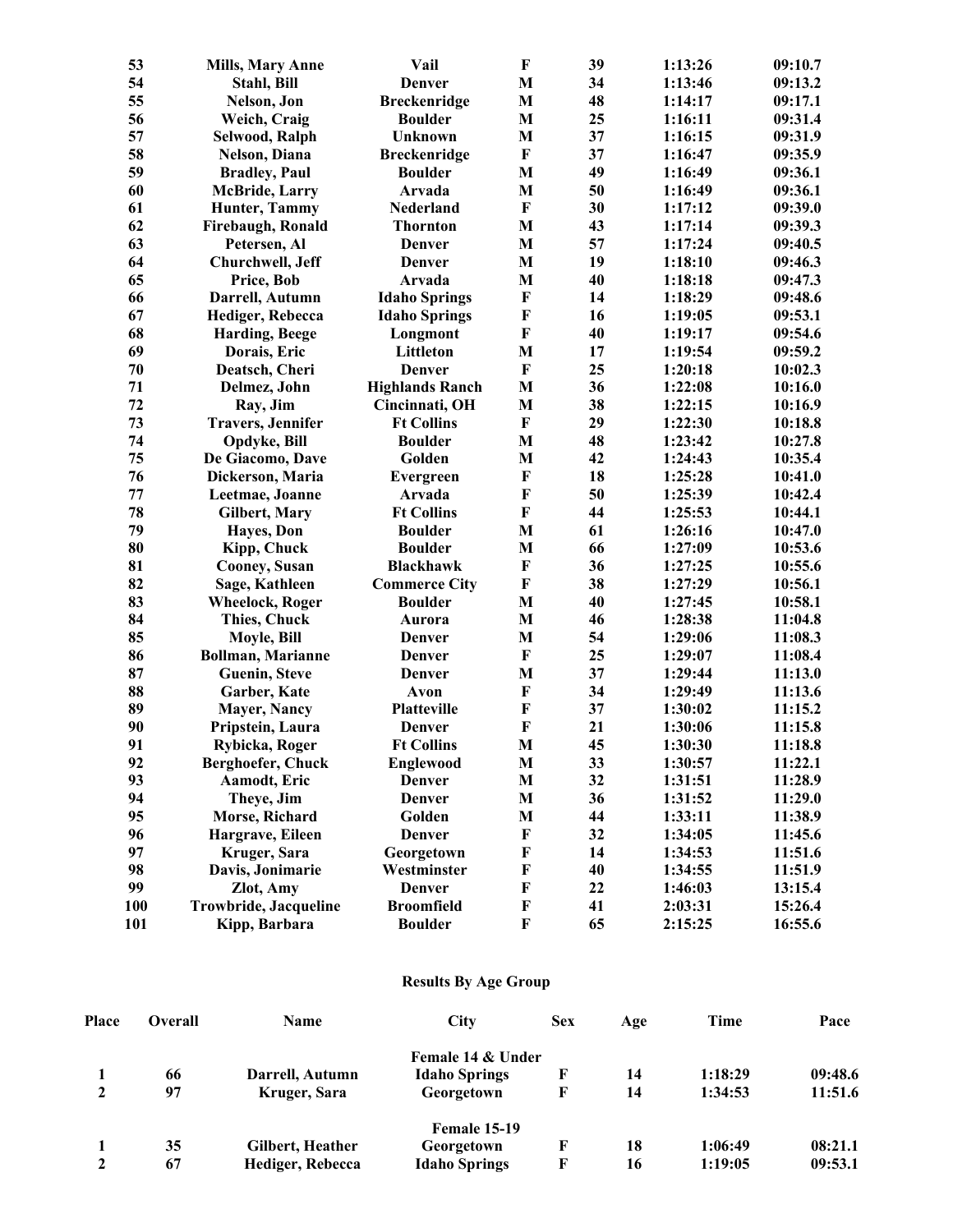| | | | | | | |
|---|---|---|---|---|---|---|
| 53 | Mills, Mary Anne | Vail | F | 39 | 1:13:26 | 09:10.7 |
| 54 | Stahl, Bill | Denver | M | 34 | 1:13:46 | 09:13.2 |
| 55 | Nelson, Jon | Breckenridge | M | 48 | 1:14:17 | 09:17.1 |
| 56 | Weich, Craig | Boulder | M | 25 | 1:16:11 | 09:31.4 |
| 57 | Selwood, Ralph | Unknown | M | 37 | 1:16:15 | 09:31.9 |
| 58 | Nelson, Diana | Breckenridge | F | 37 | 1:16:47 | 09:35.9 |
| 59 | Bradley, Paul | Boulder | M | 49 | 1:16:49 | 09:36.1 |
| 60 | McBride, Larry | Arvada | M | 50 | 1:16:49 | 09:36.1 |
| 61 | Hunter, Tammy | Nederland | F | 30 | 1:17:12 | 09:39.0 |
| 62 | Firebaugh, Ronald | Thornton | M | 43 | 1:17:14 | 09:39.3 |
| 63 | Petersen, Al | Denver | M | 57 | 1:17:24 | 09:40.5 |
| 64 | Churchwell, Jeff | Denver | M | 19 | 1:18:10 | 09:46.3 |
| 65 | Price, Bob | Arvada | M | 40 | 1:18:18 | 09:47.3 |
| 66 | Darrell, Autumn | Idaho Springs | F | 14 | 1:18:29 | 09:48.6 |
| 67 | Hediger, Rebecca | Idaho Springs | F | 16 | 1:19:05 | 09:53.1 |
| 68 | Harding, Beege | Longmont | F | 40 | 1:19:17 | 09:54.6 |
| 69 | Dorais, Eric | Littleton | M | 17 | 1:19:54 | 09:59.2 |
| 70 | Deatsch, Cheri | Denver | F | 25 | 1:20:18 | 10:02.3 |
| 71 | Delmez, John | Highlands Ranch | M | 36 | 1:22:08 | 10:16.0 |
| 72 | Ray, Jim | Cincinnati, OH | M | 38 | 1:22:15 | 10:16.9 |
| 73 | Travers, Jennifer | Ft Collins | F | 29 | 1:22:30 | 10:18.8 |
| 74 | Opdyke, Bill | Boulder | M | 48 | 1:23:42 | 10:27.8 |
| 75 | De Giacomo, Dave | Golden | M | 42 | 1:24:43 | 10:35.4 |
| 76 | Dickerson, Maria | Evergreen | F | 18 | 1:25:28 | 10:41.0 |
| 77 | Leetmae, Joanne | Arvada | F | 50 | 1:25:39 | 10:42.4 |
| 78 | Gilbert, Mary | Ft Collins | F | 44 | 1:25:53 | 10:44.1 |
| 79 | Hayes, Don | Boulder | M | 61 | 1:26:16 | 10:47.0 |
| 80 | Kipp, Chuck | Boulder | M | 66 | 1:27:09 | 10:53.6 |
| 81 | Cooney, Susan | Blackhawk | F | 36 | 1:27:25 | 10:55.6 |
| 82 | Sage, Kathleen | Commerce City | F | 38 | 1:27:29 | 10:56.1 |
| 83 | Wheelock, Roger | Boulder | M | 40 | 1:27:45 | 10:58.1 |
| 84 | Thies, Chuck | Aurora | M | 46 | 1:28:38 | 11:04.8 |
| 85 | Moyle, Bill | Denver | M | 54 | 1:29:06 | 11:08.3 |
| 86 | Bollman, Marianne | Denver | F | 25 | 1:29:07 | 11:08.4 |
| 87 | Guenin, Steve | Denver | M | 37 | 1:29:44 | 11:13.0 |
| 88 | Garber, Kate | Avon | F | 34 | 1:29:49 | 11:13.6 |
| 89 | Mayer, Nancy | Platteville | F | 37 | 1:30:02 | 11:15.2 |
| 90 | Pripstein, Laura | Denver | F | 21 | 1:30:06 | 11:15.8 |
| 91 | Rybicka, Roger | Ft Collins | M | 45 | 1:30:30 | 11:18.8 |
| 92 | Berghoefer, Chuck | Englewood | M | 33 | 1:30:57 | 11:22.1 |
| 93 | Aamodt, Eric | Denver | M | 32 | 1:31:51 | 11:28.9 |
| 94 | Theye, Jim | Denver | M | 36 | 1:31:52 | 11:29.0 |
| 95 | Morse, Richard | Golden | M | 44 | 1:33:11 | 11:38.9 |
| 96 | Hargrave, Eileen | Denver | F | 32 | 1:34:05 | 11:45.6 |
| 97 | Kruger, Sara | Georgetown | F | 14 | 1:34:53 | 11:51.6 |
| 98 | Davis, Jonimarie | Westminster | F | 40 | 1:34:55 | 11:51.9 |
| 99 | Zlot, Amy | Denver | F | 22 | 1:46:03 | 13:15.4 |
| 100 | Trowbride, Jacqueline | Broomfield | F | 41 | 2:03:31 | 15:26.4 |
| 101 | Kipp, Barbara | Boulder | F | 65 | 2:15:25 | 16:55.6 |

## Results By Age Group

| Place | Overall | Name | City | Sex | Age | Time | Pace |
|---|---|---|---|---|---|---|---|
| | | | **Female 14 & Under** | | | | |
| 1 | 66 | Darrell, Autumn | Idaho Springs | F | 14 | 1:18:29 | 09:48.6 |
| 2 | 97 | Kruger, Sara | Georgetown | F | 14 | 1:34:53 | 11:51.6 |
| | | | **Female 15-19** | | | | |
| 1 | 35 | Gilbert, Heather | Georgetown | F | 18 | 1:06:49 | 08:21.1 |
| 2 | 67 | Hediger, Rebecca | Idaho Springs | F | 16 | 1:19:05 | 09:53.1 |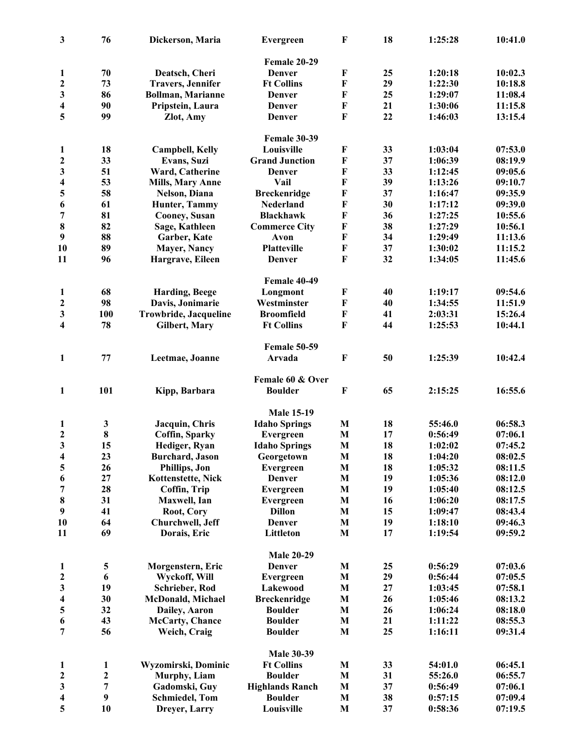| | | | | | | | |
|---|---|---|---|---|---|---|---|
| 3 | 76 | Dickerson, Maria | Evergreen | F | 18 | 1:25:28 | 10:41.0 |
| | | | **Female 20-29** | | | | |
| 1 | 70 | Deatsch, Cheri | Denver | F | 25 | 1:20:18 | 10:02.3 |
| 2 | 73 | Travers, Jennifer | Ft Collins | F | 29 | 1:22:30 | 10:18.8 |
| 3 | 86 | Bollman, Marianne | Denver | F | 25 | 1:29:07 | 11:08.4 |
| 4 | 90 | Pripstein, Laura | Denver | F | 21 | 1:30:06 | 11:15.8 |
| 5 | 99 | Zlot, Amy | Denver | F | 22 | 1:46:03 | 13:15.4 |
| | | | **Female 30-39** | | | | |
| 1 | 18 | Campbell, Kelly | Louisville | F | 33 | 1:03:04 | 07:53.0 |
| 2 | 33 | Evans, Suzi | Grand Junction | F | 37 | 1:06:39 | 08:19.9 |
| 3 | 51 | Ward, Catherine | Denver | F | 33 | 1:12:45 | 09:05.6 |
| 4 | 53 | Mills, Mary Anne | Vail | F | 39 | 1:13:26 | 09:10.7 |
| 5 | 58 | Nelson, Diana | Breckenridge | F | 37 | 1:16:47 | 09:35.9 |
| 6 | 61 | Hunter, Tammy | Nederland | F | 30 | 1:17:12 | 09:39.0 |
| 7 | 81 | Cooney, Susan | Blackhawk | F | 36 | 1:27:25 | 10:55.6 |
| 8 | 82 | Sage, Kathleen | Commerce City | F | 38 | 1:27:29 | 10:56.1 |
| 9 | 88 | Garber, Kate | Avon | F | 34 | 1:29:49 | 11:13.6 |
| 10 | 89 | Mayer, Nancy | Platteville | F | 37 | 1:30:02 | 11:15.2 |
| 11 | 96 | Hargrave, Eileen | Denver | F | 32 | 1:34:05 | 11:45.6 |
| | | | **Female 40-49** | | | | |
| 1 | 68 | Harding, Beege | Longmont | F | 40 | 1:19:17 | 09:54.6 |
| 2 | 98 | Davis, Jonimarie | Westminster | F | 40 | 1:34:55 | 11:51.9 |
| 3 | 100 | Trowbride, Jacqueline | Broomfield | F | 41 | 2:03:31 | 15:26.4 |
| 4 | 78 | Gilbert, Mary | Ft Collins | F | 44 | 1:25:53 | 10:44.1 |
| | | | **Female 50-59** | | | | |
| 1 | 77 | Leetmae, Joanne | Arvada | F | 50 | 1:25:39 | 10:42.4 |
| | | | **Female 60 & Over** | | | | |
| 1 | 101 | Kipp, Barbara | Boulder | F | 65 | 2:15:25 | 16:55.6 |
| | | | **Male 15-19** | | | | |
| 1 | 3 | Jacquin, Chris | Idaho Springs | M | 18 | 55:46.0 | 06:58.3 |
| 2 | 8 | Coffin, Sparky | Evergreen | M | 17 | 0:56:49 | 07:06.1 |
| 3 | 15 | Hediger, Ryan | Idaho Springs | M | 18 | 1:02:02 | 07:45.2 |
| 4 | 23 | Burchard, Jason | Georgetown | M | 18 | 1:04:20 | 08:02.5 |
| 5 | 26 | Phillips, Jon | Evergreen | M | 18 | 1:05:32 | 08:11.5 |
| 6 | 27 | Kottenstette, Nick | Denver | M | 19 | 1:05:36 | 08:12.0 |
| 7 | 28 | Coffin, Trip | Evergreen | M | 19 | 1:05:40 | 08:12.5 |
| 8 | 31 | Maxwell, Ian | Evergreen | M | 16 | 1:06:20 | 08:17.5 |
| 9 | 41 | Root, Cory | Dillon | M | 15 | 1:09:47 | 08:43.4 |
| 10 | 64 | Churchwell, Jeff | Denver | M | 19 | 1:18:10 | 09:46.3 |
| 11 | 69 | Dorais, Eric | Littleton | M | 17 | 1:19:54 | 09:59.2 |
| | | | **Male 20-29** | | | | |
| 1 | 5 | Morgenstern, Eric | Denver | M | 25 | 0:56:29 | 07:03.6 |
| 2 | 6 | Wyckoff, Will | Evergreen | M | 29 | 0:56:44 | 07:05.5 |
| 3 | 19 | Schrieber, Rod | Lakewood | M | 27 | 1:03:45 | 07:58.1 |
| 4 | 30 | McDonald, Michael | Breckenridge | M | 26 | 1:05:46 | 08:13.2 |
| 5 | 32 | Dailey, Aaron | Boulder | M | 26 | 1:06:24 | 08:18.0 |
| 6 | 43 | McCarty, Chance | Boulder | M | 21 | 1:11:22 | 08:55.3 |
| 7 | 56 | Weich, Craig | Boulder | M | 25 | 1:16:11 | 09:31.4 |
| | | | **Male 30-39** | | | | |
| 1 | 1 | Wyzomirski, Dominic | Ft Collins | M | 33 | 54:01.0 | 06:45.1 |
| 2 | 2 | Murphy, Liam | Boulder | M | 31 | 55:26.0 | 06:55.7 |
| 3 | 7 | Gadomski, Guy | Highlands Ranch | M | 37 | 0:56:49 | 07:06.1 |
| 4 | 9 | Schmiedel, Tom | Boulder | M | 38 | 0:57:15 | 07:09.4 |
| 5 | 10 | Dreyer, Larry | Louisville | M | 37 | 0:58:36 | 07:19.5 |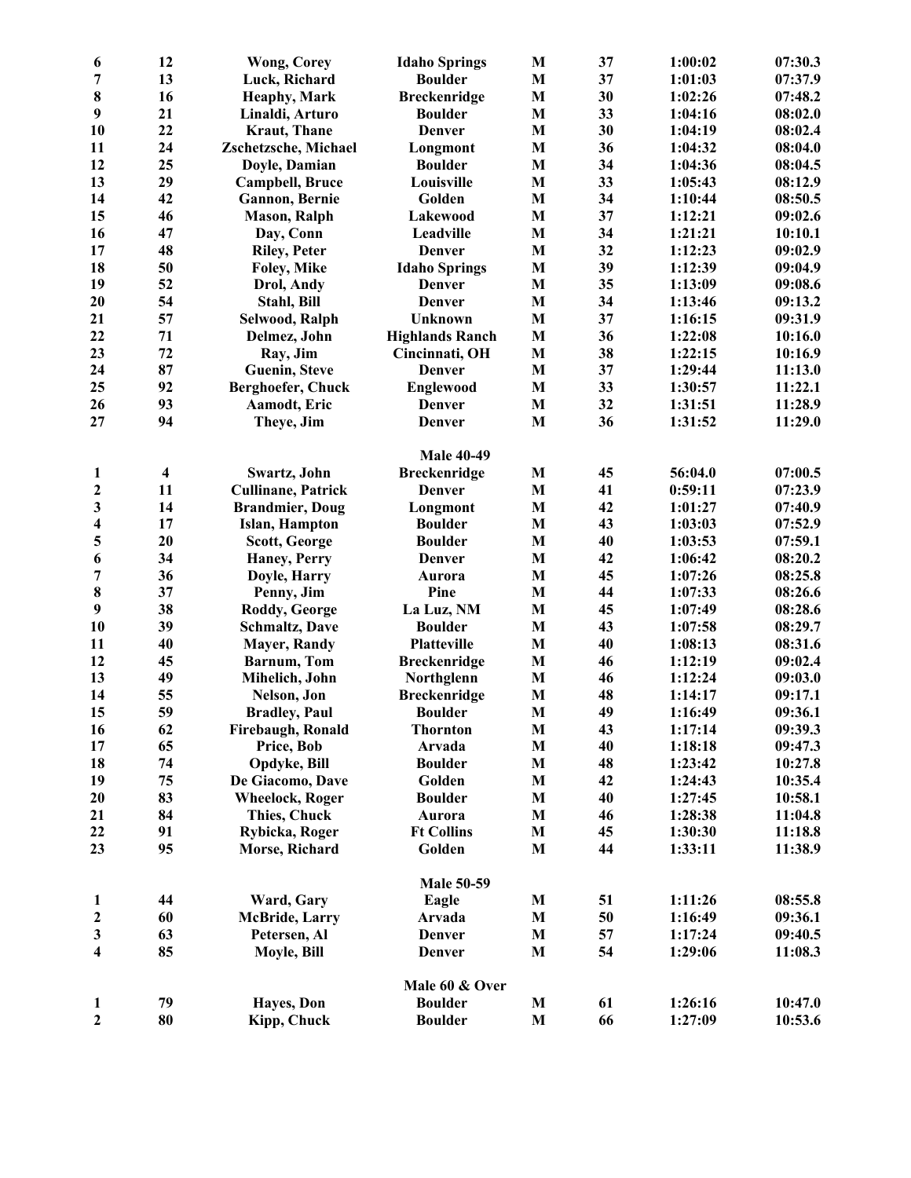| | | | | | | | |
|---|---|---|---|---|---|---|---|
| 6 | 12 | Wong, Corey | Idaho Springs | M | 37 | 1:00:02 | 07:30.3 |
| 7 | 13 | Luck, Richard | Boulder | M | 37 | 1:01:03 | 07:37.9 |
| 8 | 16 | Heaphy, Mark | Breckenridge | M | 30 | 1:02:26 | 07:48.2 |
| 9 | 21 | Linaldi, Arturo | Boulder | M | 33 | 1:04:16 | 08:02.0 |
| 10 | 22 | Kraut, Thane | Denver | M | 30 | 1:04:19 | 08:02.4 |
| 11 | 24 | Zschetzsche, Michael | Longmont | M | 36 | 1:04:32 | 08:04.0 |
| 12 | 25 | Doyle, Damian | Boulder | M | 34 | 1:04:36 | 08:04.5 |
| 13 | 29 | Campbell, Bruce | Louisville | M | 33 | 1:05:43 | 08:12.9 |
| 14 | 42 | Gannon, Bernie | Golden | M | 34 | 1:10:44 | 08:50.5 |
| 15 | 46 | Mason, Ralph | Lakewood | M | 37 | 1:12:21 | 09:02.6 |
| 16 | 47 | Day, Conn | Leadville | M | 34 | 1:21:21 | 10:10.1 |
| 17 | 48 | Riley, Peter | Denver | M | 32 | 1:12:23 | 09:02.9 |
| 18 | 50 | Foley, Mike | Idaho Springs | M | 39 | 1:12:39 | 09:04.9 |
| 19 | 52 | Drol, Andy | Denver | M | 35 | 1:13:09 | 09:08.6 |
| 20 | 54 | Stahl, Bill | Denver | M | 34 | 1:13:46 | 09:13.2 |
| 21 | 57 | Selwood, Ralph | Unknown | M | 37 | 1:16:15 | 09:31.9 |
| 22 | 71 | Delmez, John | Highlands Ranch | M | 36 | 1:22:08 | 10:16.0 |
| 23 | 72 | Ray, Jim | Cincinnati, OH | M | 38 | 1:22:15 | 10:16.9 |
| 24 | 87 | Guenin, Steve | Denver | M | 37 | 1:29:44 | 11:13.0 |
| 25 | 92 | Berghoefer, Chuck | Englewood | M | 33 | 1:30:57 | 11:22.1 |
| 26 | 93 | Aamodt, Eric | Denver | M | 32 | 1:31:51 | 11:28.9 |
| 27 | 94 | Theye, Jim | Denver | M | 36 | 1:31:52 | 11:29.0 |
| | | | **Male 40-49** | | | | |
| 1 | 4 | Swartz, John | Breckenridge | M | 45 | 56:04.0 | 07:00.5 |
| 2 | 11 | Cullinane, Patrick | Denver | M | 41 | 0:59:11 | 07:23.9 |
| 3 | 14 | Brandmier, Doug | Longmont | M | 42 | 1:01:27 | 07:40.9 |
| 4 | 17 | Islan, Hampton | Boulder | M | 43 | 1:03:03 | 07:52.9 |
| 5 | 20 | Scott, George | Boulder | M | 40 | 1:03:53 | 07:59.1 |
| 6 | 34 | Haney, Perry | Denver | M | 42 | 1:06:42 | 08:20.2 |
| 7 | 36 | Doyle, Harry | Aurora | M | 45 | 1:07:26 | 08:25.8 |
| 8 | 37 | Penny, Jim | Pine | M | 44 | 1:07:33 | 08:26.6 |
| 9 | 38 | Roddy, George | La Luz, NM | M | 45 | 1:07:49 | 08:28.6 |
| 10 | 39 | Schmaltz, Dave | Boulder | M | 43 | 1:07:58 | 08:29.7 |
| 11 | 40 | Mayer, Randy | Platteville | M | 40 | 1:08:13 | 08:31.6 |
| 12 | 45 | Barnum, Tom | Breckenridge | M | 46 | 1:12:19 | 09:02.4 |
| 13 | 49 | Mihelich, John | Northglenn | M | 46 | 1:12:24 | 09:03.0 |
| 14 | 55 | Nelson, Jon | Breckenridge | M | 48 | 1:14:17 | 09:17.1 |
| 15 | 59 | Bradley, Paul | Boulder | M | 49 | 1:16:49 | 09:36.1 |
| 16 | 62 | Firebaugh, Ronald | Thornton | M | 43 | 1:17:14 | 09:39.3 |
| 17 | 65 | Price, Bob | Arvada | M | 40 | 1:18:18 | 09:47.3 |
| 18 | 74 | Opdyke, Bill | Boulder | M | 48 | 1:23:42 | 10:27.8 |
| 19 | 75 | De Giacomo, Dave | Golden | M | 42 | 1:24:43 | 10:35.4 |
| 20 | 83 | Wheelock, Roger | Boulder | M | 40 | 1:27:45 | 10:58.1 |
| 21 | 84 | Thies, Chuck | Aurora | M | 46 | 1:28:38 | 11:04.8 |
| 22 | 91 | Rybicka, Roger | Ft Collins | M | 45 | 1:30:30 | 11:18.8 |
| 23 | 95 | Morse, Richard | Golden | M | 44 | 1:33:11 | 11:38.9 |
| | | | **Male 50-59** | | | | |
| 1 | 44 | Ward, Gary | Eagle | M | 51 | 1:11:26 | 08:55.8 |
| 2 | 60 | McBride, Larry | Arvada | M | 50 | 1:16:49 | 09:36.1 |
| 3 | 63 | Petersen, Al | Denver | M | 57 | 1:17:24 | 09:40.5 |
| 4 | 85 | Moyle, Bill | Denver | M | 54 | 1:29:06 | 11:08.3 |
| | | | **Male 60 & Over** | | | | |
| 1 | 79 | Hayes, Don | Boulder | M | 61 | 1:26:16 | 10:47.0 |
| 2 | 80 | Kipp, Chuck | Boulder | M | 66 | 1:27:09 | 10:53.6 |